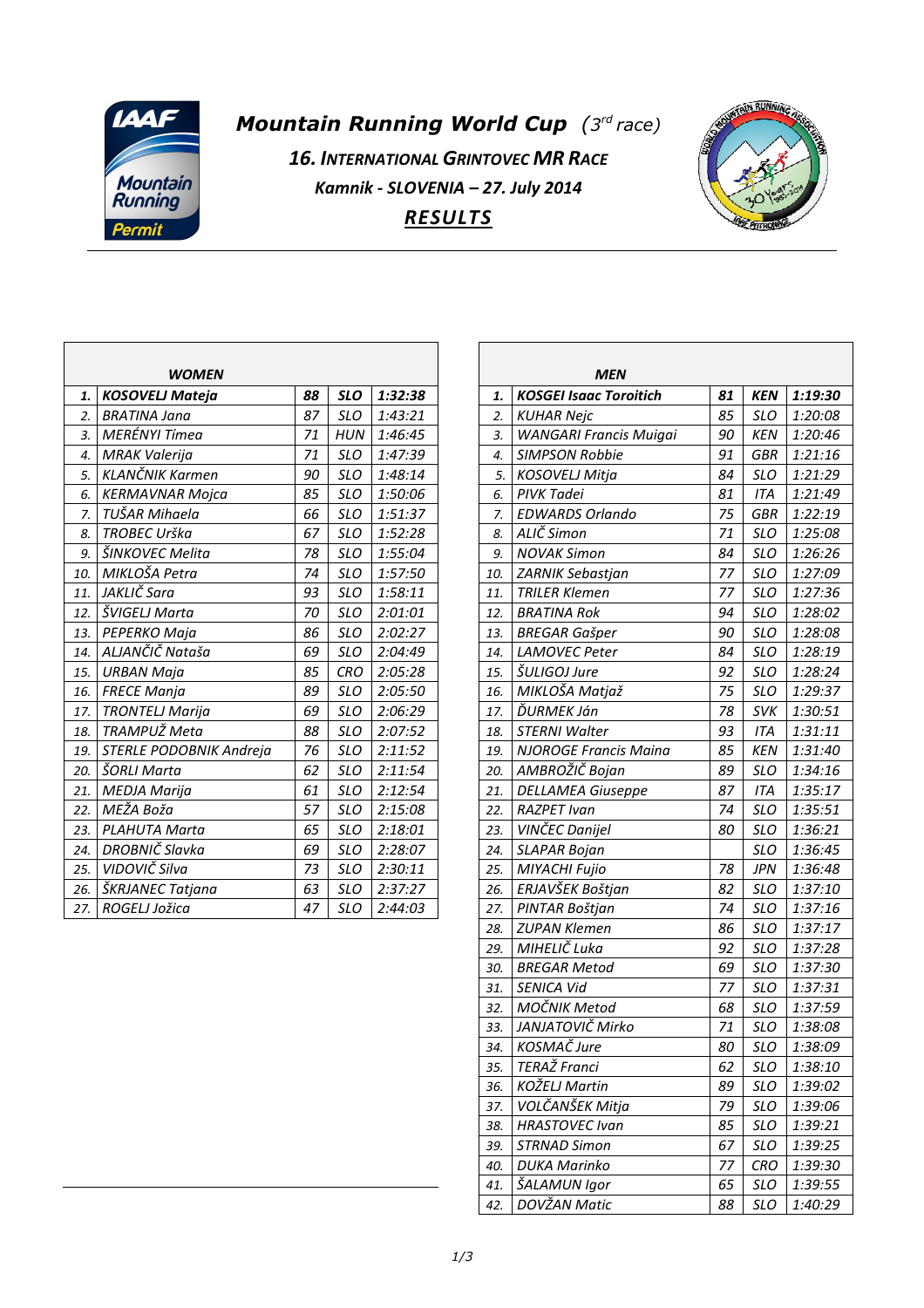# Mountain Running World Cup *(3rd race)*

## 16. INTERNATIONAL GRINTOVEC MR RACE

### Kamnik - SLOVENIA – 27. July 2014

### RESULTS

**WOMEN**

| | | | | |
|---|---|---|---|---|
| **1.** | **KOSOVELJ Mateja** | **88** | **SLO** | **1:32:38** |
| 2. | BRATINA Jana | 87 | SLO | 1:43:21 |
| 3. | MERÉNYI Tímea | 71 | HUN | 1:46:45 |
| 4. | MRAK Valerija | 71 | SLO | 1:47:39 |
| 5. | KLANČNIK Karmen | 90 | SLO | 1:48:14 |
| 6. | KERMAVNAR Mojca | 85 | SLO | 1:50:06 |
| 7. | TUŠAR Mihaela | 66 | SLO | 1:51:37 |
| 8. | TROBEC Urška | 67 | SLO | 1:52:28 |
| 9. | ŠINKOVEC Melita | 78 | SLO | 1:55:04 |
| 10. | MIKLOŠA Petra | 74 | SLO | 1:57:50 |
| 11. | JAKLIČ Sara | 93 | SLO | 1:58:11 |
| 12. | ŠVIGELJ Marta | 70 | SLO | 2:01:01 |
| 13. | PEPERKO Maja | 86 | SLO | 2:02:27 |
| 14. | ALJANČIČ Nataša | 69 | SLO | 2:04:49 |
| 15. | URBAN Maja | 85 | CRO | 2:05:28 |
| 16. | FRECE Manja | 89 | SLO | 2:05:50 |
| 17. | TRONTELJ Marija | 69 | SLO | 2:06:29 |
| 18. | TRAMPUŽ Meta | 88 | SLO | 2:07:52 |
| 19. | STERLE PODOBNIK Andreja | 76 | SLO | 2:11:52 |
| 20. | ŠORLI Marta | 62 | SLO | 2:11:54 |
| 21. | MEDJA Marija | 61 | SLO | 2:12:54 |
| 22. | MEŽA Boža | 57 | SLO | 2:15:08 |
| 23. | PLAHUTA Marta | 65 | SLO | 2:18:01 |
| 24. | DROBNIČ Slavka | 69 | SLO | 2:28:07 |
| 25. | VIDOVIČ Silva | 73 | SLO | 2:30:11 |
| 26. | ŠKRJANEC Tatjana | 63 | SLO | 2:37:27 |
| 27. | ROGELJ Jožica | 47 | SLO | 2:44:03 |

**MEN**

| | | | | |
|---|---|---|---|---|
| **1.** | **KOSGEI Isaac Toroitich** | **81** | **KEN** | **1:19:30** |
| 2. | KUHAR Nejc | 85 | SLO | 1:20:08 |
| 3. | WANGARI Francis Muigai | 90 | KEN | 1:20:46 |
| 4. | SIMPSON Robbie | 91 | GBR | 1:21:16 |
| 5. | KOSOVELJ Mitja | 84 | SLO | 1:21:29 |
| 6. | PIVK Tadei | 81 | ITA | 1:21:49 |
| 7. | EDWARDS Orlando | 75 | GBR | 1:22:19 |
| 8. | ALIČ Simon | 71 | SLO | 1:25:08 |
| 9. | NOVAK Simon | 84 | SLO | 1:26:26 |
| 10. | ZARNIK Sebastjan | 77 | SLO | 1:27:09 |
| 11. | TRILER Klemen | 77 | SLO | 1:27:36 |
| 12. | BRATINA Rok | 94 | SLO | 1:28:02 |
| 13. | BREGAR Gašper | 90 | SLO | 1:28:08 |
| 14. | LAMOVEC Peter | 84 | SLO | 1:28:19 |
| 15. | ŠULIGOJ Jure | 92 | SLO | 1:28:24 |
| 16. | MIKLOŠA Matjaž | 75 | SLO | 1:29:37 |
| 17. | ĎURMEK Ján | 78 | SVK | 1:30:51 |
| 18. | STERNI Walter | 93 | ITA | 1:31:11 |
| 19. | NJOROGE Francis Maina | 85 | KEN | 1:31:40 |
| 20. | AMBROŽIČ Bojan | 89 | SLO | 1:34:16 |
| 21. | DELLAMEA Giuseppe | 87 | ITA | 1:35:17 |
| 22. | RAZPET Ivan | 74 | SLO | 1:35:51 |
| 23. | VINČEC Danijel | 80 | SLO | 1:36:21 |
| 24. | SLAPAR Bojan | | SLO | 1:36:45 |
| 25. | MIYACHI Fujio | 78 | JPN | 1:36:48 |
| 26. | ERJAVŠEK Boštjan | 82 | SLO | 1:37:10 |
| 27. | PINTAR Boštjan | 74 | SLO | 1:37:16 |
| 28. | ZUPAN Klemen | 86 | SLO | 1:37:17 |
| 29. | MIHELIČ Luka | 92 | SLO | 1:37:28 |
| 30. | BREGAR Metod | 69 | SLO | 1:37:30 |
| 31. | SENICA Vid | 77 | SLO | 1:37:31 |
| 32. | MOČNIK Metod | 68 | SLO | 1:37:59 |
| 33. | JANJATOVIČ Mirko | 71 | SLO | 1:38:08 |
| 34. | KOSMAČ Jure | 80 | SLO | 1:38:09 |
| 35. | TERAŽ Franci | 62 | SLO | 1:38:10 |
| 36. | KOŽELJ Martin | 89 | SLO | 1:39:02 |
| 37. | VOLČANŠEK Mitja | 79 | SLO | 1:39:06 |
| 38. | HRASTOVEC Ivan | 85 | SLO | 1:39:21 |
| 39. | STRNAD Simon | 67 | SLO | 1:39:25 |
| 40. | DUKA Marinko | 77 | CRO | 1:39:30 |
| 41. | ŠALAMUN Igor | 65 | SLO | 1:39:55 |
| 42. | DOVŽAN Matic | 88 | SLO | 1:40:29 |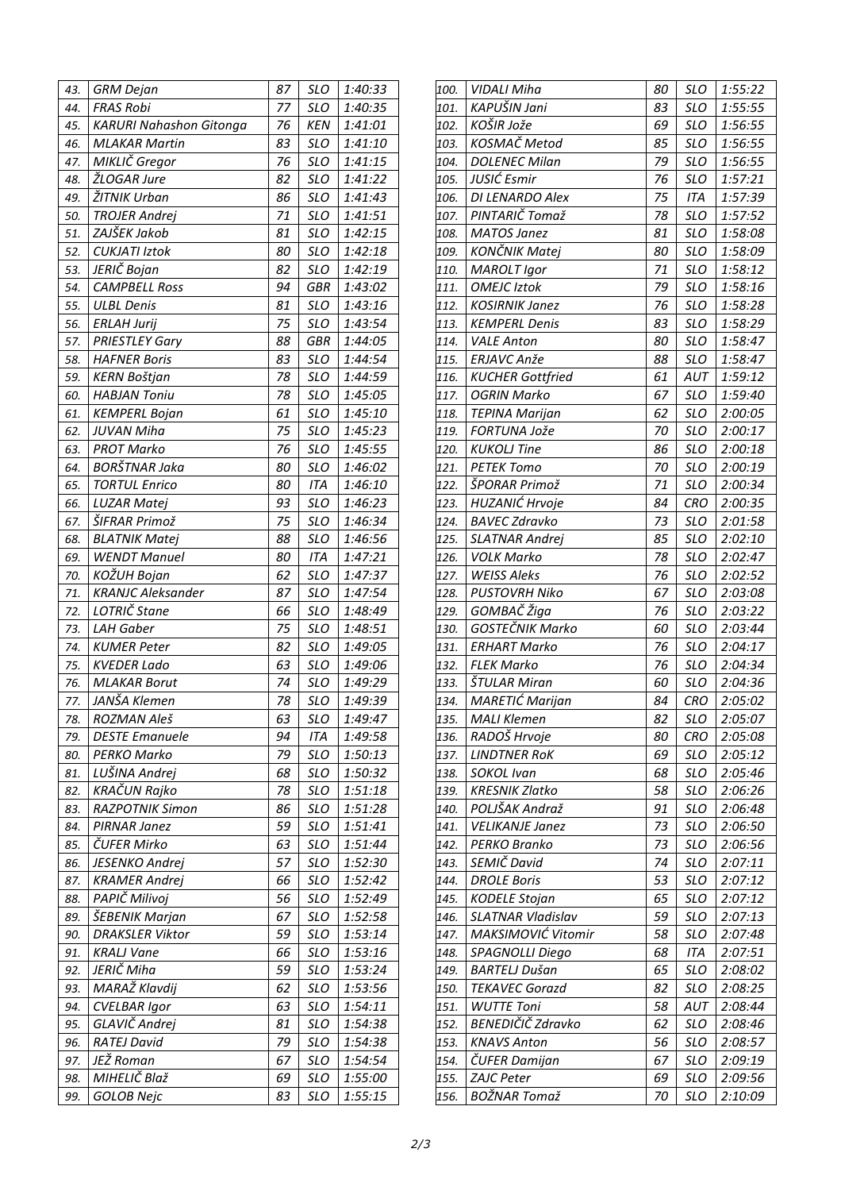| | | | | |
|---|---|---|---|---|
| 43. | GRM Dejan | 87 | SLO | 1:40:33 |
| 44. | FRAS Robi | 77 | SLO | 1:40:35 |
| 45. | KARURI Nahashon Gitonga | 76 | KEN | 1:41:01 |
| 46. | MLAKAR Martin | 83 | SLO | 1:41:10 |
| 47. | MIKLIČ Gregor | 76 | SLO | 1:41:15 |
| 48. | ŽLOGAR Jure | 82 | SLO | 1:41:22 |
| 49. | ŽITNIK Urban | 86 | SLO | 1:41:43 |
| 50. | TROJER Andrej | 71 | SLO | 1:41:51 |
| 51. | ZAJŠEK Jakob | 81 | SLO | 1:42:15 |
| 52. | CUKJATI Iztok | 80 | SLO | 1:42:18 |
| 53. | JERIČ Bojan | 82 | SLO | 1:42:19 |
| 54. | CAMPBELL Ross | 94 | GBR | 1:43:02 |
| 55. | ULBL Denis | 81 | SLO | 1:43:16 |
| 56. | ERLAH Jurij | 75 | SLO | 1:43:54 |
| 57. | PRIESTLEY Gary | 88 | GBR | 1:44:05 |
| 58. | HAFNER Boris | 83 | SLO | 1:44:54 |
| 59. | KERN Boštjan | 78 | SLO | 1:44:59 |
| 60. | HABJAN Toniu | 78 | SLO | 1:45:05 |
| 61. | KEMPERL Bojan | 61 | SLO | 1:45:10 |
| 62. | JUVAN Miha | 75 | SLO | 1:45:23 |
| 63. | PROT Marko | 76 | SLO | 1:45:55 |
| 64. | BORŠTNAR Jaka | 80 | SLO | 1:46:02 |
| 65. | TORTUL Enrico | 80 | ITA | 1:46:10 |
| 66. | LUZAR Matej | 93 | SLO | 1:46:23 |
| 67. | ŠIFRAR Primož | 75 | SLO | 1:46:34 |
| 68. | BLATNIK Matej | 88 | SLO | 1:46:56 |
| 69. | WENDT Manuel | 80 | ITA | 1:47:21 |
| 70. | KOŽUH Bojan | 62 | SLO | 1:47:37 |
| 71. | KRANJC Aleksander | 87 | SLO | 1:47:54 |
| 72. | LOTRIČ Stane | 66 | SLO | 1:48:49 |
| 73. | LAH Gaber | 75 | SLO | 1:48:51 |
| 74. | KUMER Peter | 82 | SLO | 1:49:05 |
| 75. | KVEDER Lado | 63 | SLO | 1:49:06 |
| 76. | MLAKAR Borut | 74 | SLO | 1:49:29 |
| 77. | JANŠA Klemen | 78 | SLO | 1:49:39 |
| 78. | ROZMAN Aleš | 63 | SLO | 1:49:47 |
| 79. | DESTE Emanuele | 94 | ITA | 1:49:58 |
| 80. | PERKO Marko | 79 | SLO | 1:50:13 |
| 81. | LUŠINA Andrej | 68 | SLO | 1:50:32 |
| 82. | KRAČUN Rajko | 78 | SLO | 1:51:18 |
| 83. | RAZPOTNIK Simon | 86 | SLO | 1:51:28 |
| 84. | PIRNAR Janez | 59 | SLO | 1:51:41 |
| 85. | ČUFER Mirko | 63 | SLO | 1:51:44 |
| 86. | JESENKO Andrej | 57 | SLO | 1:52:30 |
| 87. | KRAMER Andrej | 66 | SLO | 1:52:42 |
| 88. | PAPIČ Milivoj | 56 | SLO | 1:52:49 |
| 89. | ŠEBENIK Marjan | 67 | SLO | 1:52:58 |
| 90. | DRAKSLER Viktor | 59 | SLO | 1:53:14 |
| 91. | KRALJ Vane | 66 | SLO | 1:53:16 |
| 92. | JERIČ Miha | 59 | SLO | 1:53:24 |
| 93. | MARAŽ Klavdij | 62 | SLO | 1:53:56 |
| 94. | CVELBAR Igor | 63 | SLO | 1:54:11 |
| 95. | GLAVIČ Andrej | 81 | SLO | 1:54:38 |
| 96. | RATEJ David | 79 | SLO | 1:54:38 |
| 97. | JEŽ Roman | 67 | SLO | 1:54:54 |
| 98. | MIHELIČ Blaž | 69 | SLO | 1:55:00 |
| 99. | GOLOB Nejc | 83 | SLO | 1:55:15 |
| 100. | VIDALI Miha | 80 | SLO | 1:55:22 |
| 101. | KAPUŠIN Jani | 83 | SLO | 1:55:55 |
| 102. | KOŠIR Jože | 69 | SLO | 1:56:55 |
| 103. | KOSMAČ Metod | 85 | SLO | 1:56:55 |
| 104. | DOLENEC Milan | 79 | SLO | 1:56:55 |
| 105. | JUSIĆ Esmir | 76 | SLO | 1:57:21 |
| 106. | DI LENARDO Alex | 75 | ITA | 1:57:39 |
| 107. | PINTARIČ Tomaž | 78 | SLO | 1:57:52 |
| 108. | MATOS Janez | 81 | SLO | 1:58:08 |
| 109. | KONČNIK Matej | 80 | SLO | 1:58:09 |
| 110. | MAROLT Igor | 71 | SLO | 1:58:12 |
| 111. | OMEJC Iztok | 79 | SLO | 1:58:16 |
| 112. | KOSIRNIK Janez | 76 | SLO | 1:58:28 |
| 113. | KEMPERL Denis | 83 | SLO | 1:58:29 |
| 114. | VALE Anton | 80 | SLO | 1:58:47 |
| 115. | ERJAVC Anže | 88 | SLO | 1:58:47 |
| 116. | KUCHER Gottfried | 61 | AUT | 1:59:12 |
| 117. | OGRIN Marko | 67 | SLO | 1:59:40 |
| 118. | TEPINA Marijan | 62 | SLO | 2:00:05 |
| 119. | FORTUNA Jože | 70 | SLO | 2:00:17 |
| 120. | KUKOLJ Tine | 86 | SLO | 2:00:18 |
| 121. | PETEK Tomo | 70 | SLO | 2:00:19 |
| 122. | ŠPORAR Primož | 71 | SLO | 2:00:34 |
| 123. | HUZANIĆ Hrvoje | 84 | CRO | 2:00:35 |
| 124. | BAVEC Zdravko | 73 | SLO | 2:01:58 |
| 125. | SLATNAR Andrej | 85 | SLO | 2:02:10 |
| 126. | VOLK Marko | 78 | SLO | 2:02:47 |
| 127. | WEISS Aleks | 76 | SLO | 2:02:52 |
| 128. | PUSTOVRH Niko | 67 | SLO | 2:03:08 |
| 129. | GOMBAČ Žiga | 76 | SLO | 2:03:22 |
| 130. | GOSTEČNIK Marko | 60 | SLO | 2:03:44 |
| 131. | ERHART Marko | 76 | SLO | 2:04:17 |
| 132. | FLEK Marko | 76 | SLO | 2:04:34 |
| 133. | ŠTULAR Miran | 60 | SLO | 2:04:36 |
| 134. | MARETIĆ Marijan | 84 | CRO | 2:05:02 |
| 135. | MALI Klemen | 82 | SLO | 2:05:07 |
| 136. | RADOŠ Hrvoje | 80 | CRO | 2:05:08 |
| 137. | LINDTNER RoK | 69 | SLO | 2:05:12 |
| 138. | SOKOL Ivan | 68 | SLO | 2:05:46 |
| 139. | KRESNIK Zlatko | 58 | SLO | 2:06:26 |
| 140. | POLJŠAK Andraž | 91 | SLO | 2:06:48 |
| 141. | VELIKANJE Janez | 73 | SLO | 2:06:50 |
| 142. | PERKO Branko | 73 | SLO | 2:06:56 |
| 143. | SEMIČ David | 74 | SLO | 2:07:11 |
| 144. | DROLE Boris | 53 | SLO | 2:07:12 |
| 145. | KODELE Stojan | 65 | SLO | 2:07:12 |
| 146. | SLATNAR Vladislav | 59 | SLO | 2:07:13 |
| 147. | MAKSIMOVIĆ Vitomir | 58 | SLO | 2:07:48 |
| 148. | SPAGNOLLI Diego | 68 | ITA | 2:07:51 |
| 149. | BARTELJ Dušan | 65 | SLO | 2:08:02 |
| 150. | TEKAVEC Gorazd | 82 | SLO | 2:08:25 |
| 151. | WUTTE Toni | 58 | AUT | 2:08:44 |
| 152. | BENEDIČIČ Zdravko | 62 | SLO | 2:08:46 |
| 153. | KNAVS Anton | 56 | SLO | 2:08:57 |
| 154. | ČUFER Damijan | 67 | SLO | 2:09:19 |
| 155. | ZAJC Peter | 69 | SLO | 2:09:56 |
| 156. | BOŽNAR Tomaž | 70 | SLO | 2:10:09 |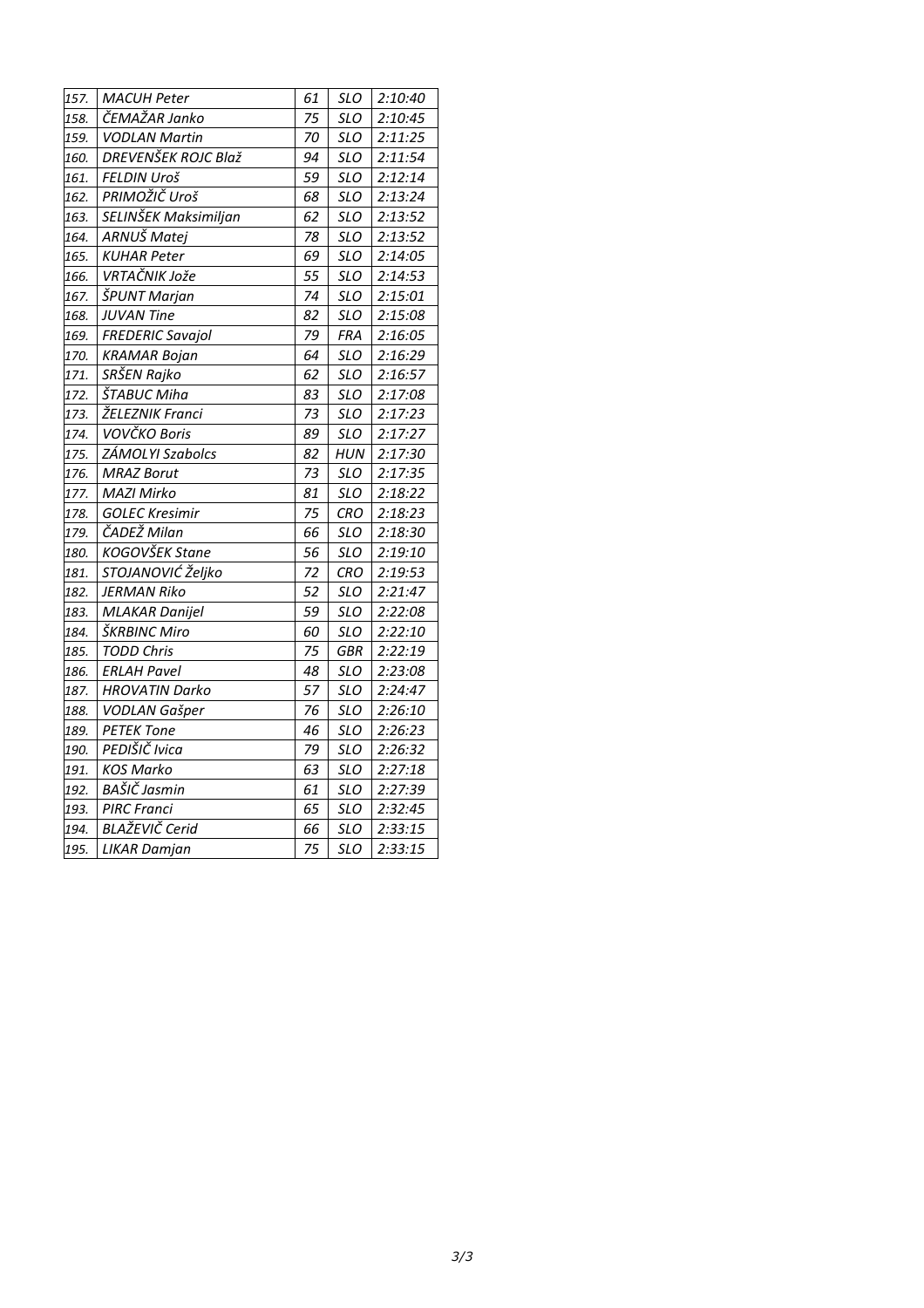| | | | | |
|---|---|---|---|---|
| *157.* | *MACUH Peter* | *61* | *SLO* | *2:10:40* |
| *158.* | *ČEMAŽAR Janko* | *75* | *SLO* | *2:10:45* |
| *159.* | *VODLAN Martin* | *70* | *SLO* | *2:11:25* |
| *160.* | *DREVENŠEK ROJC Blaž* | *94* | *SLO* | *2:11:54* |
| *161.* | *FELDIN Uroš* | *59* | *SLO* | *2:12:14* |
| *162.* | *PRIMOŽIČ Uroš* | *68* | *SLO* | *2:13:24* |
| *163.* | *SELINŠEK Maksimiljan* | *62* | *SLO* | *2:13:52* |
| *164.* | *ARNUŠ Matej* | *78* | *SLO* | *2:13:52* |
| *165.* | *KUHAR Peter* | *69* | *SLO* | *2:14:05* |
| *166.* | *VRTAČNIK Jože* | *55* | *SLO* | *2:14:53* |
| *167.* | *ŠPUNT Marjan* | *74* | *SLO* | *2:15:01* |
| *168.* | *JUVAN Tine* | *82* | *SLO* | *2:15:08* |
| *169.* | *FREDERIC Savajol* | *79* | *FRA* | *2:16:05* |
| *170.* | *KRAMAR Bojan* | *64* | *SLO* | *2:16:29* |
| *171.* | *SRŠEN Rajko* | *62* | *SLO* | *2:16:57* |
| *172.* | *ŠTABUC Miha* | *83* | *SLO* | *2:17:08* |
| *173.* | *ŽELEZNIK Franci* | *73* | *SLO* | *2:17:23* |
| *174.* | *VOVČKO Boris* | *89* | *SLO* | *2:17:27* |
| *175.* | *ZÁMOLYI Szabolcs* | *82* | *HUN* | *2:17:30* |
| *176.* | *MRAZ Borut* | *73* | *SLO* | *2:17:35* |
| *177.* | *MAZI Mirko* | *81* | *SLO* | *2:18:22* |
| *178.* | *GOLEC Kresimir* | *75* | *CRO* | *2:18:23* |
| *179.* | *ČADEŽ Milan* | *66* | *SLO* | *2:18:30* |
| *180.* | *KOGOVŠEK Stane* | *56* | *SLO* | *2:19:10* |
| *181.* | *STOJANOVIĆ Željko* | *72* | *CRO* | *2:19:53* |
| *182.* | *JERMAN Riko* | *52* | *SLO* | *2:21:47* |
| *183.* | *MLAKAR Danijel* | *59* | *SLO* | *2:22:08* |
| *184.* | *ŠKRBINC Miro* | *60* | *SLO* | *2:22:10* |
| *185.* | *TODD Chris* | *75* | *GBR* | *2:22:19* |
| *186.* | *ERLAH Pavel* | *48* | *SLO* | *2:23:08* |
| *187.* | *HROVATIN Darko* | *57* | *SLO* | *2:24:47* |
| *188.* | *VODLAN Gašper* | *76* | *SLO* | *2:26:10* |
| *189.* | *PETEK Tone* | *46* | *SLO* | *2:26:23* |
| *190.* | *PEDIŠIČ Ivica* | *79* | *SLO* | *2:26:32* |
| *191.* | *KOS Marko* | *63* | *SLO* | *2:27:18* |
| *192.* | *BAŠIČ Jasmin* | *61* | *SLO* | *2:27:39* |
| *193.* | *PIRC Franci* | *65* | *SLO* | *2:32:45* |
| *194.* | *BLAŽEVIČ Cerid* | *66* | *SLO* | *2:33:15* |
| *195.* | *LIKAR Damjan* | *75* | *SLO* | *2:33:15* |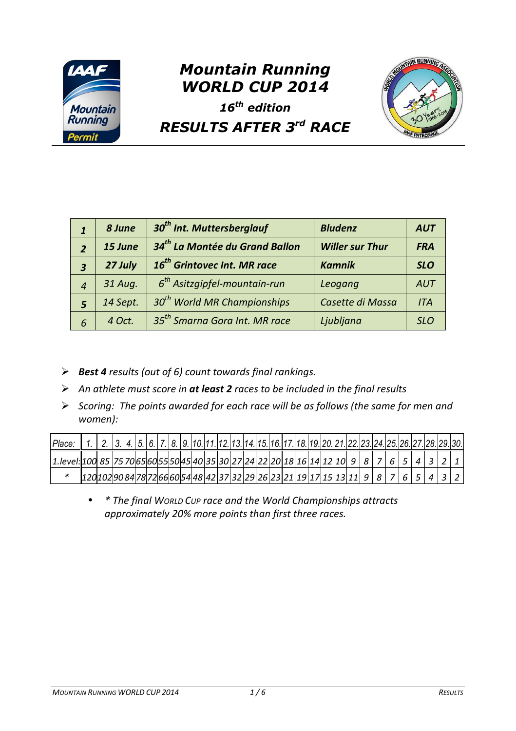# Mountain Running WORLD CUP 2014

### *16th edition*

## RESULTS AFTER 3rd RACE

| | | | | |
|---|---|---|---|---|
| **1** | **8 June** | **30th Int. Muttersberglauf** | **Bludenz** | **AUT** |
| **2** | **15 June** | **34th La Montée du Grand Ballon** | **Willer sur Thur** | **FRA** |
| **3** | **27 July** | **16th Grintovec Int. MR race** | **Kamnik** | **SLO** |
| *4* | *31 Aug.* | *6th Asitzgipfel-mountain-run* | *Leogang* | *AUT* |
| *5* | *14 Sept.* | *30th World MR Championships* | *Casette di Massa* | *ITA* |
| *6* | *4 Oct.* | *35th Smarna Gora Int. MR race* | *Ljubljana* | *SLO* |

- ***Best 4** results (out of 6) count towards final rankings.*
- *An athlete must score in **at least 2** races to be included in the final results*
- *Scoring: The points awarded for each race will be as follows (the same for men and women):*

| Place: | 1. | 2. | 3. | 4. | 5. | 6. | 7. | 8. | 9. | 10. | 11. | 12. | 13. | 14. | 15. | 16. | 17. | 18. | 19. | 20. | 21. | 22. | 23. | 24. | 25. | 26. | 27. | 28. | 29. | 30. |
|---|---|---|---|---|---|---|---|---|---|---|---|---|---|---|---|---|---|---|---|---|---|---|---|---|---|---|---|---|---|---|
| 1.level: | 100 | 85 | 75 | 70 | 65 | 60 | 55 | 50 | 45 | 40 | 35 | 30 | 27 | 24 | 22 | 20 | 18 | 16 | 14 | 12 | 10 | 9 | 8 | 7 | 6 | 5 | 4 | 3 | 2 | 1 |
| * | 120 | 102 | 90 | 84 | 78 | 72 | 66 | 60 | 54 | 48 | 42 | 37 | 32 | 29 | 26 | 23 | 21 | 19 | 17 | 15 | 13 | 11 | 9 | 8 | 7 | 6 | 5 | 4 | 3 | 2 |

- *\* The final World Cup race and the World Championships attracts approximately 20% more points than first three races.*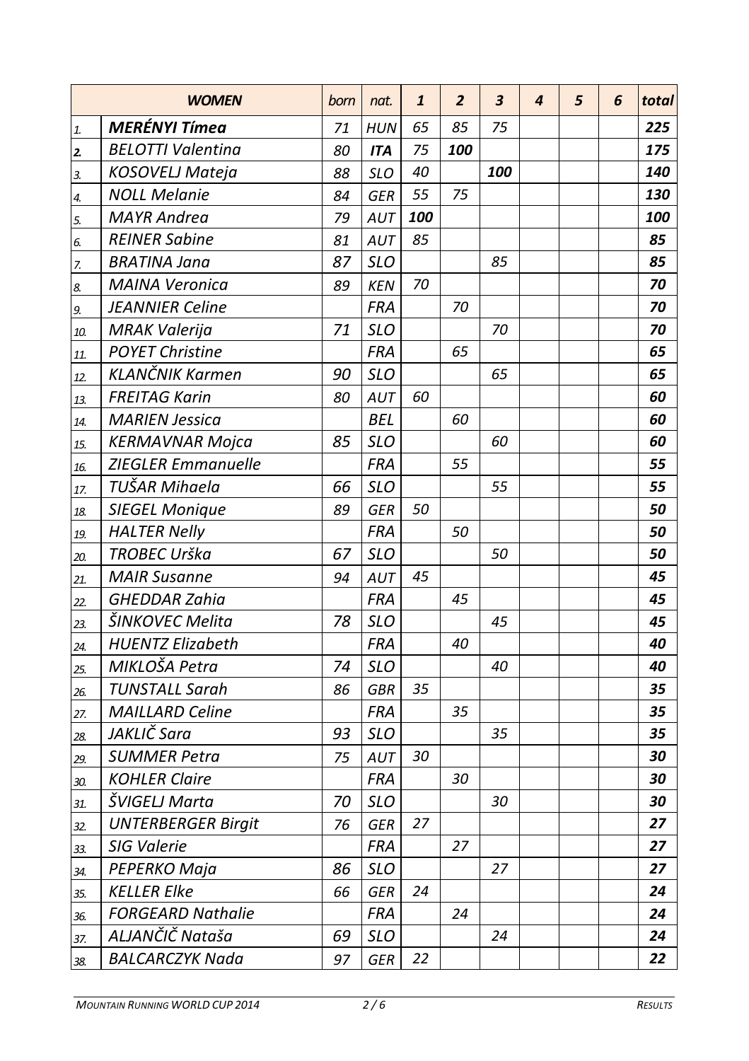| | WOMEN | born | nat. | 1 | 2 | 3 | 4 | 5 | 6 | total |
|---|---|---|---|---|---|---|---|---|---|---|
| 1. | **MERÉNYI Tímea** | 71 | HUN | 65 | 85 | 75 | | | | **225** |
| 2. | BELOTTI Valentina | 80 | **ITA** | 75 | **100** | | | | | **175** |
| 3. | KOSOVELJ Mateja | 88 | SLO | 40 | | **100** | | | | **140** |
| 4. | NOLL Melanie | 84 | GER | 55 | 75 | | | | | **130** |
| 5. | MAYR Andrea | 79 | AUT | **100** | | | | | | **100** |
| 6. | REINER Sabine | 81 | AUT | 85 | | | | | | **85** |
| 7. | BRATINA Jana | 87 | SLO | | | 85 | | | | **85** |
| 8. | MAINA Veronica | 89 | KEN | 70 | | | | | | **70** |
| 9. | JEANNIER Celine | | FRA | | 70 | | | | | **70** |
| 10. | MRAK Valerija | 71 | SLO | | | 70 | | | | **70** |
| 11. | POYET Christine | | FRA | | 65 | | | | | **65** |
| 12. | KLANČNIK Karmen | 90 | SLO | | | 65 | | | | **65** |
| 13. | FREITAG Karin | 80 | AUT | 60 | | | | | | **60** |
| 14. | MARIEN Jessica | | BEL | | 60 | | | | | **60** |
| 15. | KERMAVNAR Mojca | 85 | SLO | | | 60 | | | | **60** |
| 16. | ZIEGLER Emmanuelle | | FRA | | 55 | | | | | **55** |
| 17. | TUŠAR Mihaela | 66 | SLO | | | 55 | | | | **55** |
| 18. | SIEGEL Monique | 89 | GER | 50 | | | | | | **50** |
| 19. | HALTER Nelly | | FRA | | 50 | | | | | **50** |
| 20. | TROBEC Urška | 67 | SLO | | | 50 | | | | **50** |
| 21. | MAIR Susanne | 94 | AUT | 45 | | | | | | **45** |
| 22. | GHEDDAR Zahia | | FRA | | 45 | | | | | **45** |
| 23. | ŠINKOVEC Melita | 78 | SLO | | | 45 | | | | **45** |
| 24. | HUENTZ Elizabeth | | FRA | | 40 | | | | | **40** |
| 25. | MIKLOŠA Petra | 74 | SLO | | | 40 | | | | **40** |
| 26. | TUNSTALL Sarah | 86 | GBR | 35 | | | | | | **35** |
| 27. | MAILLARD Celine | | FRA | | 35 | | | | | **35** |
| 28. | JAKLIČ Sara | 93 | SLO | | | 35 | | | | **35** |
| 29. | SUMMER Petra | 75 | AUT | 30 | | | | | | **30** |
| 30. | KOHLER Claire | | FRA | | 30 | | | | | **30** |
| 31. | ŠVIGELJ Marta | 70 | SLO | | | 30 | | | | **30** |
| 32. | UNTERBERGER Birgit | 76 | GER | 27 | | | | | | **27** |
| 33. | SIG Valerie | | FRA | | 27 | | | | | **27** |
| 34. | PEPERKO Maja | 86 | SLO | | | 27 | | | | **27** |
| 35. | KELLER Elke | 66 | GER | 24 | | | | | | **24** |
| 36. | FORGEARD Nathalie | | FRA | | 24 | | | | | **24** |
| 37. | ALJANČIČ Nataša | 69 | SLO | | | 24 | | | | **24** |
| 38. | BALCARCZYK Nada | 97 | GER | 22 | | | | | | **22** |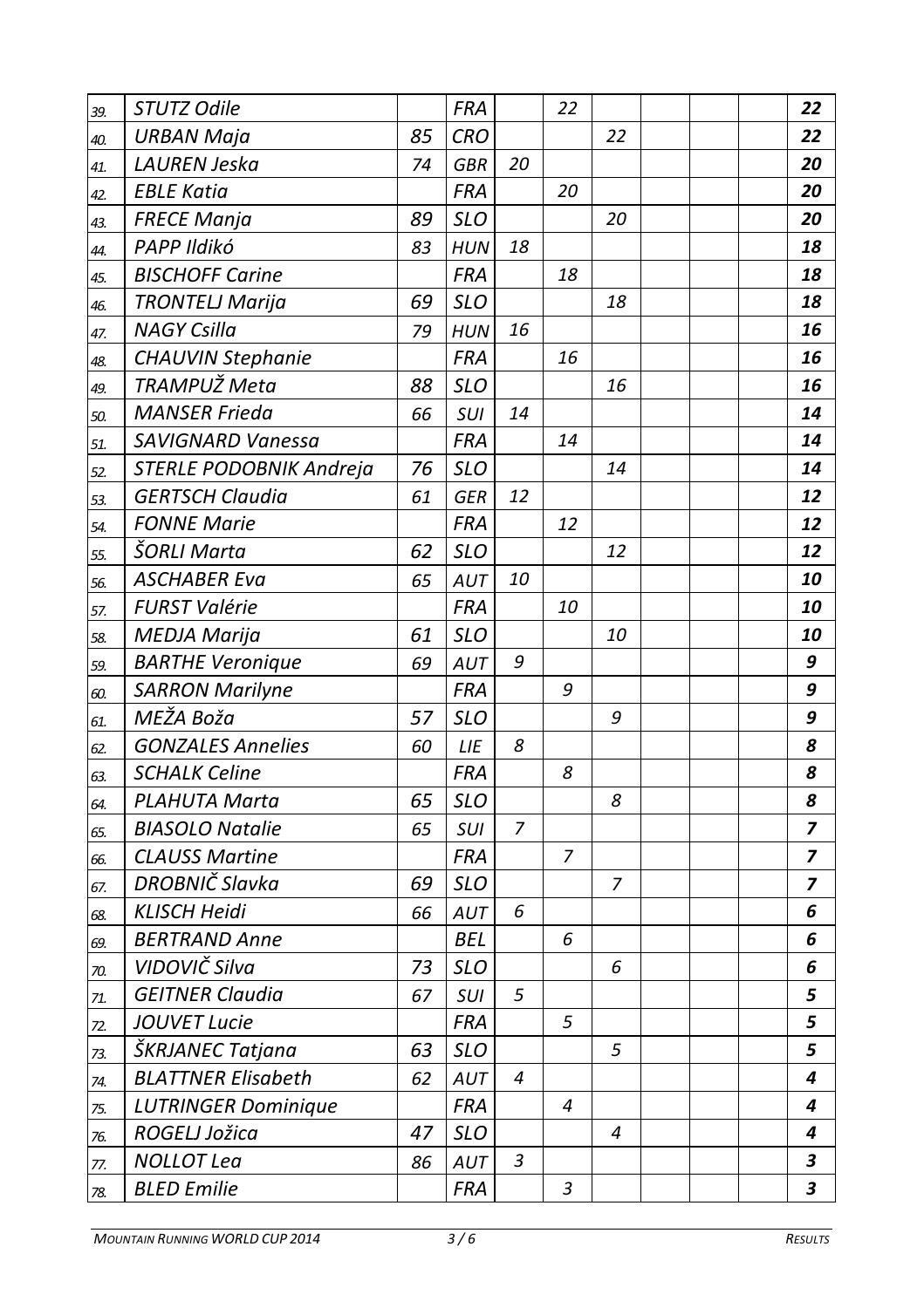| | | | | | | | | | | |
|---|---|---|---|---|---|---|---|---|---|---|
| 39. | STUTZ Odile | | FRA | | 22 | | | | | 22 |
| 40. | URBAN Maja | 85 | CRO | | | 22 | | | | 22 |
| 41. | LAUREN Jeska | 74 | GBR | 20 | | | | | | 20 |
| 42. | EBLE Katia | | FRA | | 20 | | | | | 20 |
| 43. | FRECE Manja | 89 | SLO | | | 20 | | | | 20 |
| 44. | PAPP Ildikó | 83 | HUN | 18 | | | | | | 18 |
| 45. | BISCHOFF Carine | | FRA | | 18 | | | | | 18 |
| 46. | TRONTELJ Marija | 69 | SLO | | | 18 | | | | 18 |
| 47. | NAGY Csilla | 79 | HUN | 16 | | | | | | 16 |
| 48. | CHAUVIN Stephanie | | FRA | | 16 | | | | | 16 |
| 49. | TRAMPUŽ Meta | 88 | SLO | | | 16 | | | | 16 |
| 50. | MANSER Frieda | 66 | SUI | 14 | | | | | | 14 |
| 51. | SAVIGNARD Vanessa | | FRA | | 14 | | | | | 14 |
| 52. | STERLE PODOBNIK Andreja | 76 | SLO | | | 14 | | | | 14 |
| 53. | GERTSCH Claudia | 61 | GER | 12 | | | | | | 12 |
| 54. | FONNE Marie | | FRA | | 12 | | | | | 12 |
| 55. | ŠORLI Marta | 62 | SLO | | | 12 | | | | 12 |
| 56. | ASCHABER Eva | 65 | AUT | 10 | | | | | | 10 |
| 57. | FURST Valérie | | FRA | | 10 | | | | | 10 |
| 58. | MEDJA Marija | 61 | SLO | | | 10 | | | | 10 |
| 59. | BARTHE Veronique | 69 | AUT | 9 | | | | | | 9 |
| 60. | SARRON Marilyne | | FRA | | 9 | | | | | 9 |
| 61. | MEŽA Boža | 57 | SLO | | | 9 | | | | 9 |
| 62. | GONZALES Annelies | 60 | LIE | 8 | | | | | | 8 |
| 63. | SCHALK Celine | | FRA | | 8 | | | | | 8 |
| 64. | PLAHUTA Marta | 65 | SLO | | | 8 | | | | 8 |
| 65. | BIASOLO Natalie | 65 | SUI | 7 | | | | | | 7 |
| 66. | CLAUSS Martine | | FRA | | 7 | | | | | 7 |
| 67. | DROBNIČ Slavka | 69 | SLO | | | 7 | | | | 7 |
| 68. | KLISCH Heidi | 66 | AUT | 6 | | | | | | 6 |
| 69. | BERTRAND Anne | | BEL | | 6 | | | | | 6 |
| 70. | VIDOVIČ Silva | 73 | SLO | | | 6 | | | | 6 |
| 71. | GEITNER Claudia | 67 | SUI | 5 | | | | | | 5 |
| 72. | JOUVET Lucie | | FRA | | 5 | | | | | 5 |
| 73. | ŠKRJANEC Tatjana | 63 | SLO | | | 5 | | | | 5 |
| 74. | BLATTNER Elisabeth | 62 | AUT | 4 | | | | | | 4 |
| 75. | LUTRINGER Dominique | | FRA | | 4 | | | | | 4 |
| 76. | ROGELJ Jožica | 47 | SLO | | | 4 | | | | 4 |
| 77. | NOLLOT Lea | 86 | AUT | 3 | | | | | | 3 |
| 78. | BLED Emilie | | FRA | | 3 | | | | | 3 |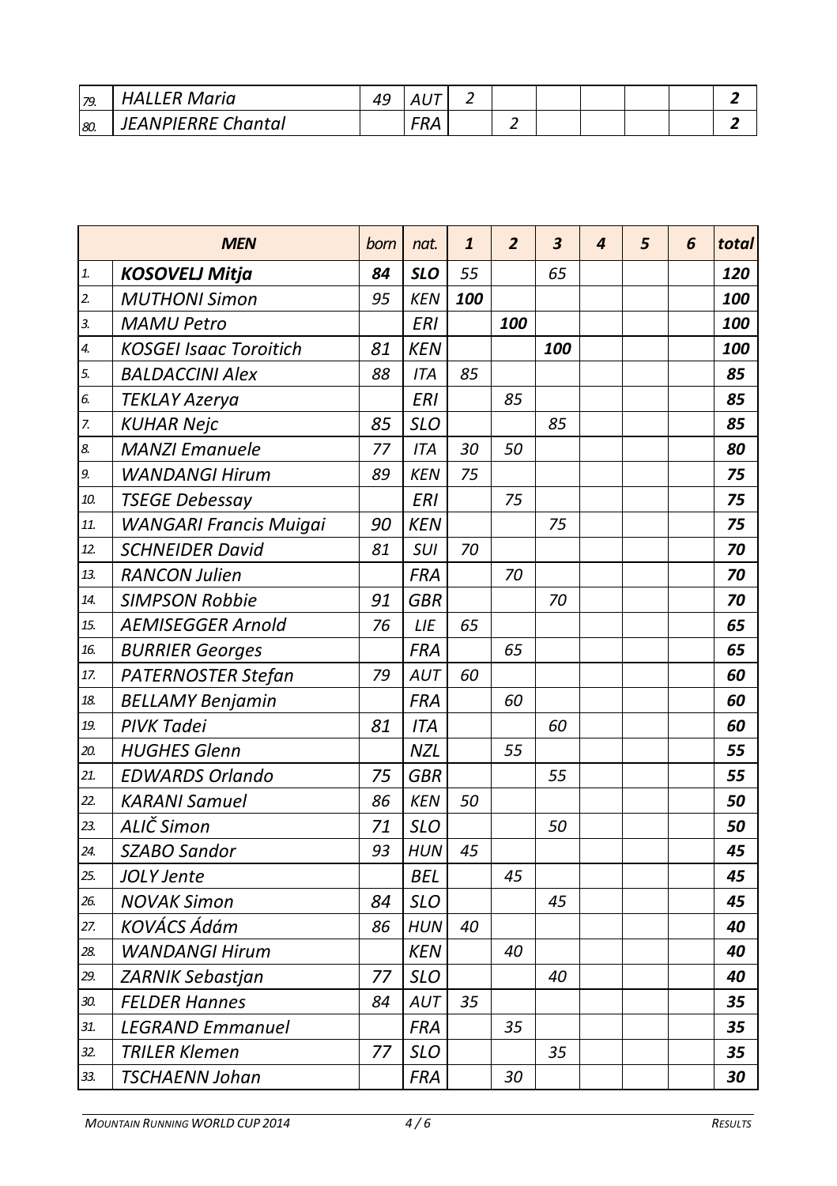| | | | | | | | | | | |
|---|---|---|---|---|---|---|---|---|---|---|
| 79. | *HALLER Maria* | *49* | *AUT* | *2* | | | | | | ***2*** |
| 80. | *JEANPIERRE Chantal* | | *FRA* | | *2* | | | | | ***2*** |

| | ***MEN*** | *born* | *nat.* | ***1*** | ***2*** | ***3*** | ***4*** | ***5*** | ***6*** | ***total*** |
|---|---|---|---|---|---|---|---|---|---|---|
| 1. | ***KOSOVELJ Mitja*** | ***84*** | ***SLO*** | *55* | | *65* | | | | ***120*** |
| 2. | *MUTHONI Simon* | *95* | *KEN* | ***100*** | | | | | | ***100*** |
| 3. | *MAMU Petro* | | *ERI* | | ***100*** | | | | | ***100*** |
| 4. | *KOSGEI Isaac Toroitich* | *81* | *KEN* | | | ***100*** | | | | ***100*** |
| 5. | *BALDACCINI Alex* | *88* | *ITA* | *85* | | | | | | ***85*** |
| 6. | *TEKLAY Azerya* | | *ERI* | | *85* | | | | | ***85*** |
| 7. | *KUHAR Nejc* | *85* | *SLO* | | | *85* | | | | ***85*** |
| 8. | *MANZI Emanuele* | *77* | *ITA* | *30* | *50* | | | | | ***80*** |
| 9. | *WANDANGI Hirum* | *89* | *KEN* | *75* | | | | | | ***75*** |
| 10. | *TSEGE Debessay* | | *ERI* | | *75* | | | | | ***75*** |
| 11. | *WANGARI Francis Muigai* | *90* | *KEN* | | | *75* | | | | ***75*** |
| 12. | *SCHNEIDER David* | *81* | *SUI* | *70* | | | | | | ***70*** |
| 13. | *RANCON Julien* | | *FRA* | | *70* | | | | | ***70*** |
| 14. | *SIMPSON Robbie* | *91* | *GBR* | | | *70* | | | | ***70*** |
| 15. | *AEMISEGGER Arnold* | *76* | *LIE* | *65* | | | | | | ***65*** |
| 16. | *BURRIER Georges* | | *FRA* | | *65* | | | | | ***65*** |
| 17. | *PATERNOSTER Stefan* | *79* | *AUT* | *60* | | | | | | ***60*** |
| 18. | *BELLAMY Benjamin* | | *FRA* | | *60* | | | | | ***60*** |
| 19. | *PIVK Tadei* | *81* | *ITA* | | | *60* | | | | ***60*** |
| 20. | *HUGHES Glenn* | | *NZL* | | *55* | | | | | ***55*** |
| 21. | *EDWARDS Orlando* | *75* | *GBR* | | | *55* | | | | ***55*** |
| 22. | *KARANI Samuel* | *86* | *KEN* | *50* | | | | | | ***50*** |
| 23. | *ALIČ Simon* | *71* | *SLO* | | | *50* | | | | ***50*** |
| 24. | *SZABO Sandor* | *93* | *HUN* | *45* | | | | | | ***45*** |
| 25. | *JOLY Jente* | | *BEL* | | *45* | | | | | ***45*** |
| 26. | *NOVAK Simon* | *84* | *SLO* | | | *45* | | | | ***45*** |
| 27. | *KOVÁCS Ádám* | *86* | *HUN* | *40* | | | | | | ***40*** |
| 28. | *WANDANGI Hirum* | | *KEN* | | *40* | | | | | ***40*** |
| 29. | *ZARNIK Sebastjan* | *77* | *SLO* | | | *40* | | | | ***40*** |
| 30. | *FELDER Hannes* | *84* | *AUT* | *35* | | | | | | ***35*** |
| 31. | *LEGRAND Emmanuel* | | *FRA* | | *35* | | | | | ***35*** |
| 32. | *TRILER Klemen* | *77* | *SLO* | | | *35* | | | | ***35*** |
| 33. | *TSCHAENN Johan* | | *FRA* | | *30* | | | | | ***30*** |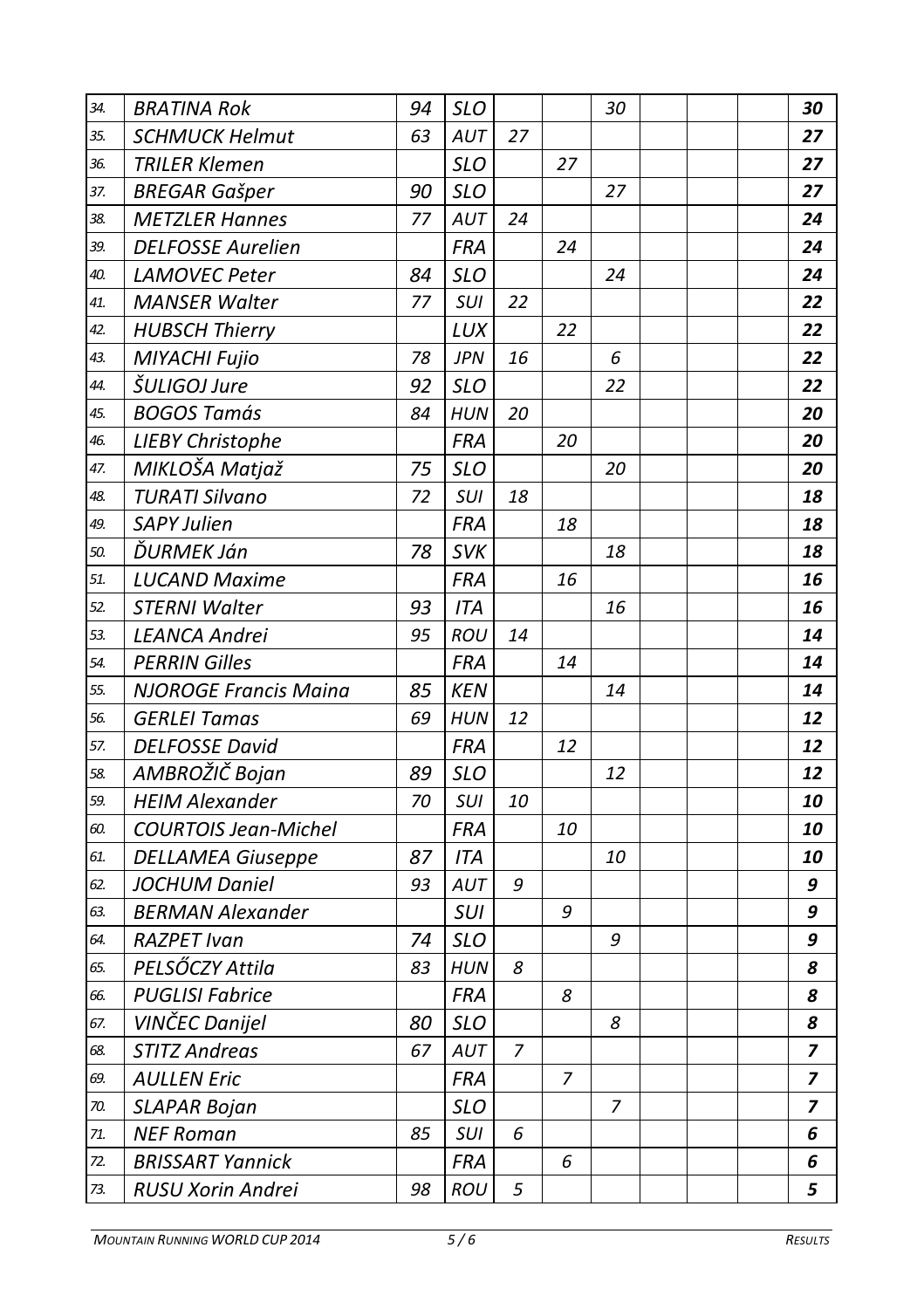| | | | | | | | | | | |
|---|---|---|---|---|---|---|---|---|---|---|
| 34. | *BRATINA Rok* | *94* | *SLO* | | | *30* | | | | ***30*** |
| 35. | *SCHMUCK Helmut* | *63* | *AUT* | *27* | | | | | | ***27*** |
| 36. | *TRILER Klemen* | | *SLO* | | *27* | | | | | ***27*** |
| 37. | *BREGAR Gašper* | *90* | *SLO* | | | *27* | | | | ***27*** |
| 38. | *METZLER Hannes* | *77* | *AUT* | *24* | | | | | | ***24*** |
| 39. | *DELFOSSE Aurelien* | | *FRA* | | *24* | | | | | ***24*** |
| 40. | *LAMOVEC Peter* | *84* | *SLO* | | | *24* | | | | ***24*** |
| 41. | *MANSER Walter* | *77* | *SUI* | *22* | | | | | | ***22*** |
| 42. | *HUBSCH Thierry* | | *LUX* | | *22* | | | | | ***22*** |
| 43. | *MIYACHI Fujio* | *78* | *JPN* | *16* | | *6* | | | | ***22*** |
| 44. | *ŠULIGOJ Jure* | *92* | *SLO* | | | *22* | | | | ***22*** |
| 45. | *BOGOS Tamás* | *84* | *HUN* | *20* | | | | | | ***20*** |
| 46. | *LIEBY Christophe* | | *FRA* | | *20* | | | | | ***20*** |
| 47. | *MIKLOŠA Matjaž* | *75* | *SLO* | | | *20* | | | | ***20*** |
| 48. | *TURATI Silvano* | *72* | *SUI* | *18* | | | | | | ***18*** |
| 49. | *SAPY Julien* | | *FRA* | | *18* | | | | | ***18*** |
| 50. | *ĎURMEK Ján* | *78* | *SVK* | | | *18* | | | | ***18*** |
| 51. | *LUCAND Maxime* | | *FRA* | | *16* | | | | | ***16*** |
| 52. | *STERNI Walter* | *93* | *ITA* | | | *16* | | | | ***16*** |
| 53. | *LEANCA Andrei* | *95* | *ROU* | *14* | | | | | | ***14*** |
| 54. | *PERRIN Gilles* | | *FRA* | | *14* | | | | | ***14*** |
| 55. | *NJOROGE Francis Maina* | *85* | *KEN* | | | *14* | | | | ***14*** |
| 56. | *GERLEI Tamas* | *69* | *HUN* | *12* | | | | | | ***12*** |
| 57. | *DELFOSSE David* | | *FRA* | | *12* | | | | | ***12*** |
| 58. | *AMBROŽIČ Bojan* | *89* | *SLO* | | | *12* | | | | ***12*** |
| 59. | *HEIM Alexander* | *70* | *SUI* | *10* | | | | | | ***10*** |
| 60. | *COURTOIS Jean-Michel* | | *FRA* | | *10* | | | | | ***10*** |
| 61. | *DELLAMEA Giuseppe* | *87* | *ITA* | | | *10* | | | | ***10*** |
| 62. | *JOCHUM Daniel* | *93* | *AUT* | *9* | | | | | | ***9*** |
| 63. | *BERMAN Alexander* | | *SUI* | | *9* | | | | | ***9*** |
| 64. | *RAZPET Ivan* | *74* | *SLO* | | | *9* | | | | ***9*** |
| 65. | *PELSŐCZY Attila* | *83* | *HUN* | *8* | | | | | | ***8*** |
| 66. | *PUGLISI Fabrice* | | *FRA* | | *8* | | | | | ***8*** |
| 67. | *VINČEC Danijel* | *80* | *SLO* | | | *8* | | | | ***8*** |
| 68. | *STITZ Andreas* | *67* | *AUT* | *7* | | | | | | ***7*** |
| 69. | *AULLEN Eric* | | *FRA* | | *7* | | | | | ***7*** |
| 70. | *SLAPAR Bojan* | | *SLO* | | | *7* | | | | ***7*** |
| 71. | *NEF Roman* | *85* | *SUI* | *6* | | | | | | ***6*** |
| 72. | *BRISSART Yannick* | | *FRA* | | *6* | | | | | ***6*** |
| 73. | *RUSU Xorin Andrei* | *98* | *ROU* | *5* | | | | | | ***5*** |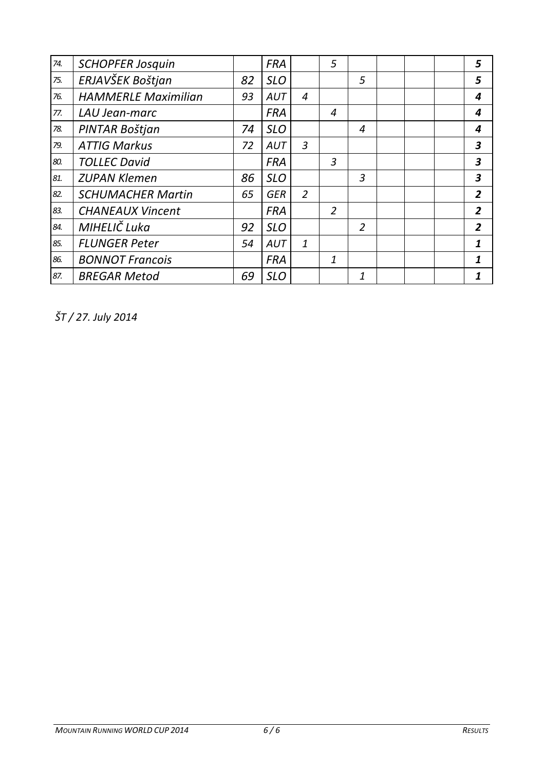| | | | | | | | | | | |
|---|---|---|---|---|---|---|---|---|---|---|
| 74. | SCHOPFER Josquin | | FRA | | 5 | | | | | 5 |
| 75. | ERJAVŠEK Boštjan | 82 | SLO | | | 5 | | | | 5 |
| 76. | HAMMERLE Maximilian | 93 | AUT | 4 | | | | | | 4 |
| 77. | LAU Jean-marc | | FRA | | 4 | | | | | 4 |
| 78. | PINTAR Boštjan | 74 | SLO | | | 4 | | | | 4 |
| 79. | ATTIG Markus | 72 | AUT | 3 | | | | | | 3 |
| 80. | TOLLEC David | | FRA | | 3 | | | | | 3 |
| 81. | ZUPAN Klemen | 86 | SLO | | | 3 | | | | 3 |
| 82. | SCHUMACHER Martin | 65 | GER | 2 | | | | | | 2 |
| 83. | CHANEAUX Vincent | | FRA | | 2 | | | | | 2 |
| 84. | MIHELIČ Luka | 92 | SLO | | | 2 | | | | 2 |
| 85. | FLUNGER Peter | 54 | AUT | 1 | | | | | | 1 |
| 86. | BONNOT Francois | | FRA | | 1 | | | | | 1 |
| 87. | BREGAR Metod | 69 | SLO | | | 1 | | | | 1 |

*ŠT / 27. July 2014*